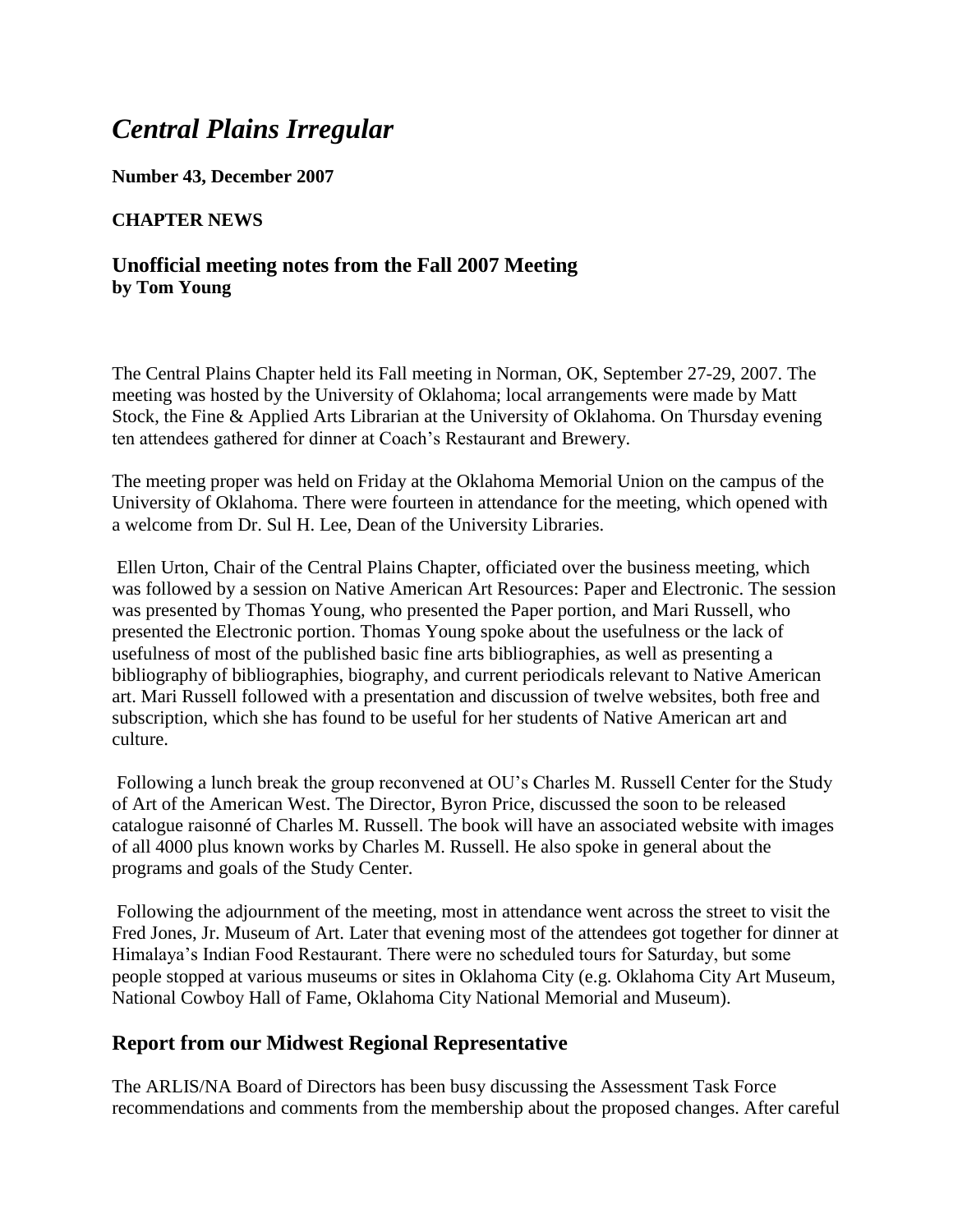# *Central Plains Irregular*

**Number 43, December 2007**

**CHAPTER NEWS**

## Unofficial meeting notes from the Fall 2007 Meeting
**by Tom Young**

The Central Plains Chapter held its Fall meeting in Norman, OK, September 27-29, 2007. The meeting was hosted by the University of Oklahoma; local arrangements were made by Matt Stock, the Fine & Applied Arts Librarian at the University of Oklahoma. On Thursday evening ten attendees gathered for dinner at Coach's Restaurant and Brewery.

The meeting proper was held on Friday at the Oklahoma Memorial Union on the campus of the University of Oklahoma. There were fourteen in attendance for the meeting, which opened with a welcome from Dr. Sul H. Lee, Dean of the University Libraries.

Ellen Urton, Chair of the Central Plains Chapter, officiated over the business meeting, which was followed by a session on Native American Art Resources: Paper and Electronic. The session was presented by Thomas Young, who presented the Paper portion, and Mari Russell, who presented the Electronic portion. Thomas Young spoke about the usefulness or the lack of usefulness of most of the published basic fine arts bibliographies, as well as presenting a bibliography of bibliographies, biography, and current periodicals relevant to Native American art. Mari Russell followed with a presentation and discussion of twelve websites, both free and subscription, which she has found to be useful for her students of Native American art and culture.

Following a lunch break the group reconvened at OU's Charles M. Russell Center for the Study of Art of the American West. The Director, Byron Price, discussed the soon to be released catalogue raisonné of Charles M. Russell. The book will have an associated website with images of all 4000 plus known works by Charles M. Russell. He also spoke in general about the programs and goals of the Study Center.

Following the adjournment of the meeting, most in attendance went across the street to visit the Fred Jones, Jr. Museum of Art. Later that evening most of the attendees got together for dinner at Himalaya's Indian Food Restaurant. There were no scheduled tours for Saturday, but some people stopped at various museums or sites in Oklahoma City (e.g. Oklahoma City Art Museum, National Cowboy Hall of Fame, Oklahoma City National Memorial and Museum).

## Report from our Midwest Regional Representative

The ARLIS/NA Board of Directors has been busy discussing the Assessment Task Force recommendations and comments from the membership about the proposed changes. After careful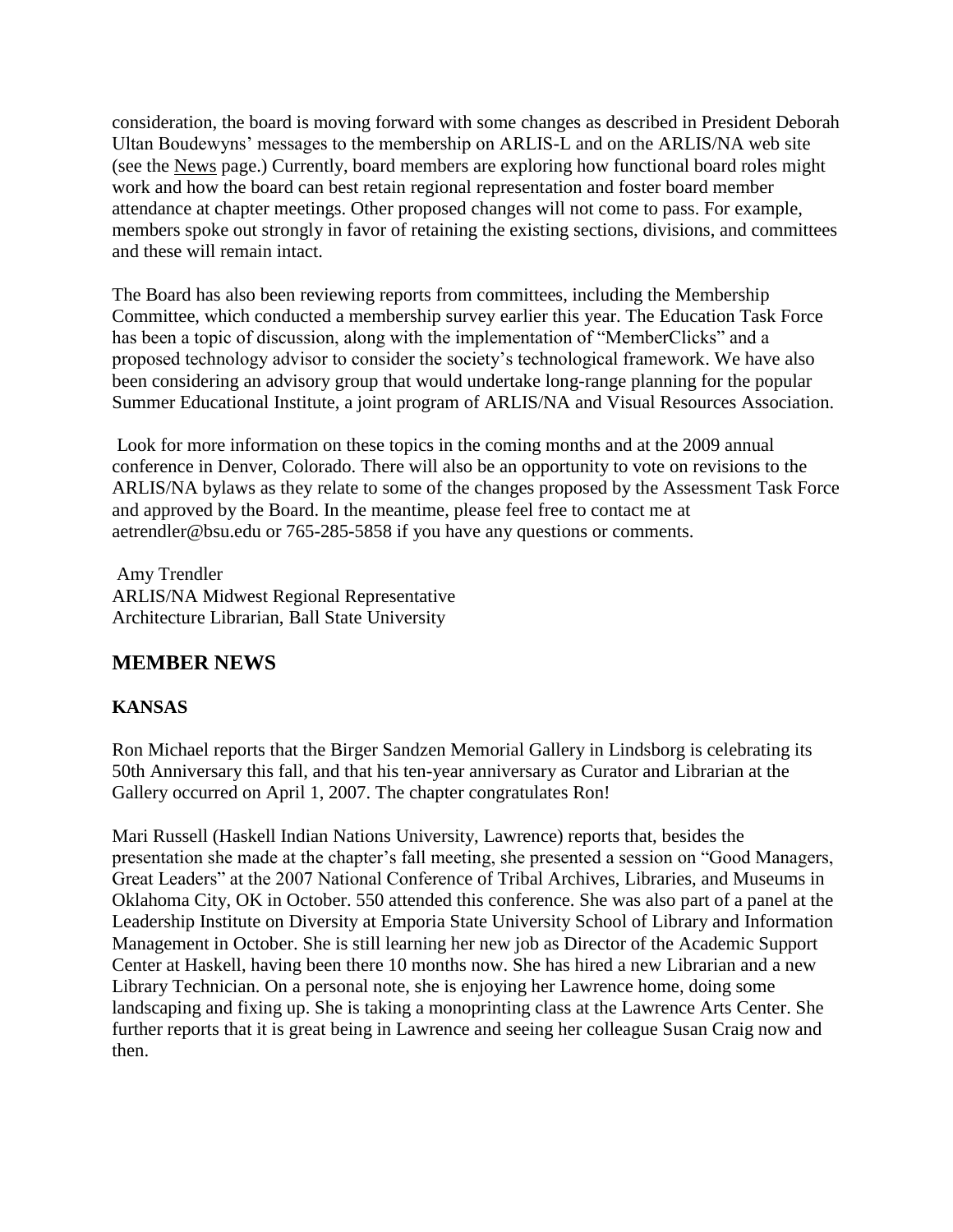consideration, the board is moving forward with some changes as described in President Deborah Ultan Boudewyns' messages to the membership on ARLIS-L and on the ARLIS/NA web site (see the News page.) Currently, board members are exploring how functional board roles might work and how the board can best retain regional representation and foster board member attendance at chapter meetings. Other proposed changes will not come to pass. For example, members spoke out strongly in favor of retaining the existing sections, divisions, and committees and these will remain intact.

The Board has also been reviewing reports from committees, including the Membership Committee, which conducted a membership survey earlier this year. The Education Task Force has been a topic of discussion, along with the implementation of "MemberClicks" and a proposed technology advisor to consider the society's technological framework. We have also been considering an advisory group that would undertake long-range planning for the popular Summer Educational Institute, a joint program of ARLIS/NA and Visual Resources Association.

Look for more information on these topics in the coming months and at the 2009 annual conference in Denver, Colorado. There will also be an opportunity to vote on revisions to the ARLIS/NA bylaws as they relate to some of the changes proposed by the Assessment Task Force and approved by the Board. In the meantime, please feel free to contact me at aetrendler@bsu.edu or 765-285-5858 if you have any questions or comments.

Amy Trendler
ARLIS/NA Midwest Regional Representative
Architecture Librarian, Ball State University

## MEMBER NEWS

### KANSAS

Ron Michael reports that the Birger Sandzen Memorial Gallery in Lindsborg is celebrating its 50th Anniversary this fall, and that his ten-year anniversary as Curator and Librarian at the Gallery occurred on April 1, 2007. The chapter congratulates Ron!

Mari Russell (Haskell Indian Nations University, Lawrence) reports that, besides the presentation she made at the chapter's fall meeting, she presented a session on "Good Managers, Great Leaders" at the 2007 National Conference of Tribal Archives, Libraries, and Museums in Oklahoma City, OK in October. 550 attended this conference. She was also part of a panel at the Leadership Institute on Diversity at Emporia State University School of Library and Information Management in October. She is still learning her new job as Director of the Academic Support Center at Haskell, having been there 10 months now. She has hired a new Librarian and a new Library Technician. On a personal note, she is enjoying her Lawrence home, doing some landscaping and fixing up. She is taking a monoprinting class at the Lawrence Arts Center. She further reports that it is great being in Lawrence and seeing her colleague Susan Craig now and then.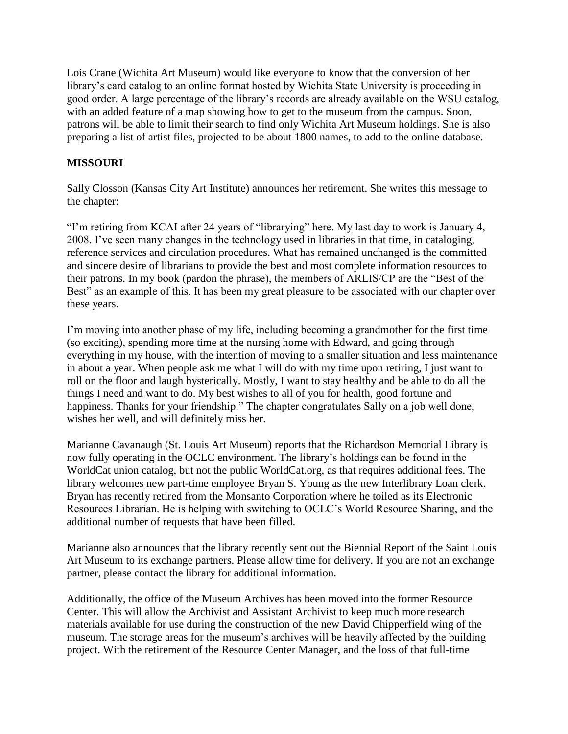Lois Crane (Wichita Art Museum) would like everyone to know that the conversion of her library's card catalog to an online format hosted by Wichita State University is proceeding in good order. A large percentage of the library's records are already available on the WSU catalog, with an added feature of a map showing how to get to the museum from the campus. Soon, patrons will be able to limit their search to find only Wichita Art Museum holdings. She is also preparing a list of artist files, projected to be about 1800 names, to add to the online database.

**MISSOURI**

Sally Closson (Kansas City Art Institute) announces her retirement. She writes this message to the chapter:

"I'm retiring from KCAI after 24 years of "librarying" here. My last day to work is January 4, 2008. I've seen many changes in the technology used in libraries in that time, in cataloging, reference services and circulation procedures. What has remained unchanged is the committed and sincere desire of librarians to provide the best and most complete information resources to their patrons. In my book (pardon the phrase), the members of ARLIS/CP are the "Best of the Best" as an example of this. It has been my great pleasure to be associated with our chapter over these years.

I'm moving into another phase of my life, including becoming a grandmother for the first time (so exciting), spending more time at the nursing home with Edward, and going through everything in my house, with the intention of moving to a smaller situation and less maintenance in about a year. When people ask me what I will do with my time upon retiring, I just want to roll on the floor and laugh hysterically. Mostly, I want to stay healthy and be able to do all the things I need and want to do. My best wishes to all of you for health, good fortune and happiness. Thanks for your friendship." The chapter congratulates Sally on a job well done, wishes her well, and will definitely miss her.

Marianne Cavanaugh (St. Louis Art Museum) reports that the Richardson Memorial Library is now fully operating in the OCLC environment. The library's holdings can be found in the WorldCat union catalog, but not the public WorldCat.org, as that requires additional fees. The library welcomes new part-time employee Bryan S. Young as the new Interlibrary Loan clerk. Bryan has recently retired from the Monsanto Corporation where he toiled as its Electronic Resources Librarian. He is helping with switching to OCLC's World Resource Sharing, and the additional number of requests that have been filled.

Marianne also announces that the library recently sent out the Biennial Report of the Saint Louis Art Museum to its exchange partners. Please allow time for delivery. If you are not an exchange partner, please contact the library for additional information.

Additionally, the office of the Museum Archives has been moved into the former Resource Center. This will allow the Archivist and Assistant Archivist to keep much more research materials available for use during the construction of the new David Chipperfield wing of the museum. The storage areas for the museum's archives will be heavily affected by the building project. With the retirement of the Resource Center Manager, and the loss of that full-time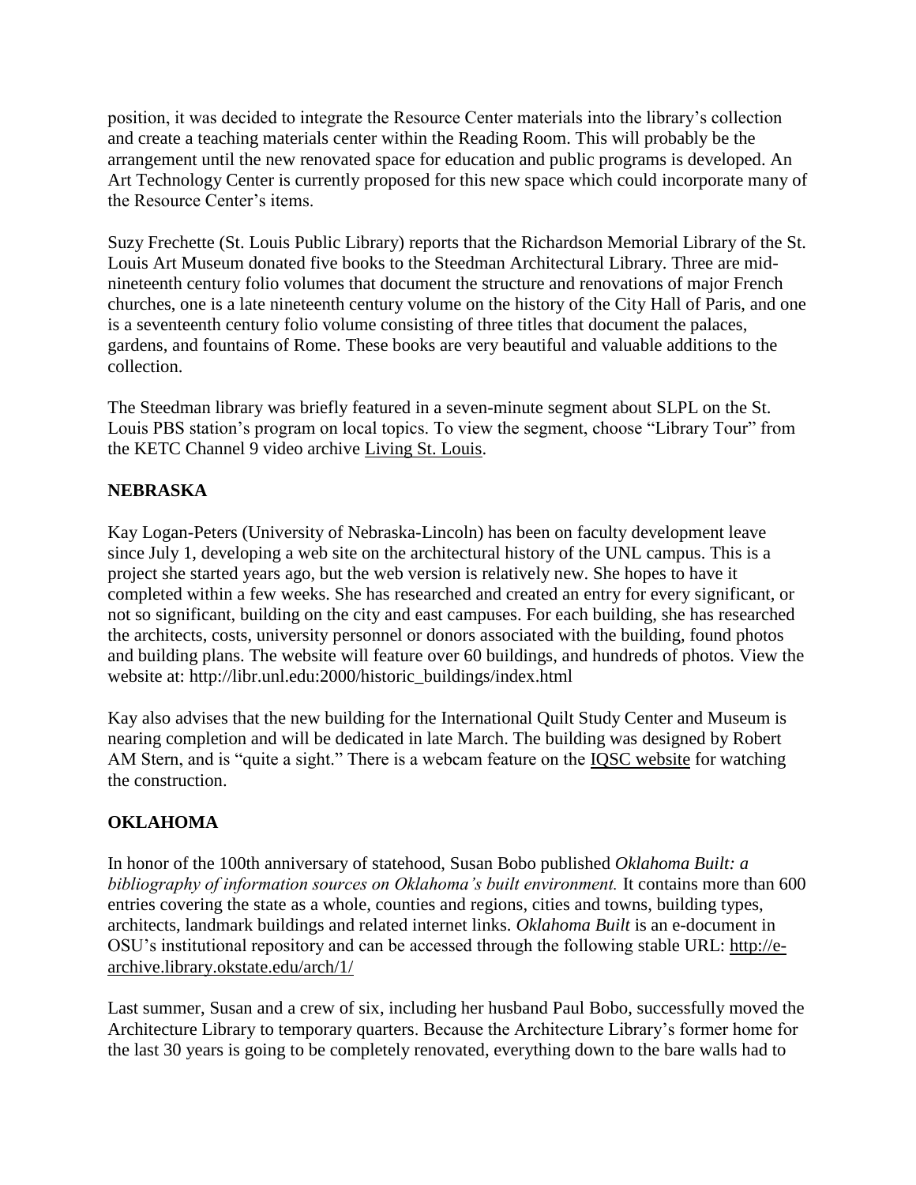position, it was decided to integrate the Resource Center materials into the library's collection and create a teaching materials center within the Reading Room. This will probably be the arrangement until the new renovated space for education and public programs is developed. An Art Technology Center is currently proposed for this new space which could incorporate many of the Resource Center's items.

Suzy Frechette (St. Louis Public Library) reports that the Richardson Memorial Library of the St. Louis Art Museum donated five books to the Steedman Architectural Library. Three are mid-nineteenth century folio volumes that document the structure and renovations of major French churches, one is a late nineteenth century volume on the history of the City Hall of Paris, and one is a seventeenth century folio volume consisting of three titles that document the palaces, gardens, and fountains of Rome. These books are very beautiful and valuable additions to the collection.

The Steedman library was briefly featured in a seven-minute segment about SLPL on the St. Louis PBS station's program on local topics. To view the segment, choose "Library Tour" from the KETC Channel 9 video archive Living St. Louis.

**NEBRASKA**

Kay Logan-Peters (University of Nebraska-Lincoln) has been on faculty development leave since July 1, developing a web site on the architectural history of the UNL campus. This is a project she started years ago, but the web version is relatively new. She hopes to have it completed within a few weeks. She has researched and created an entry for every significant, or not so significant, building on the city and east campuses. For each building, she has researched the architects, costs, university personnel or donors associated with the building, found photos and building plans. The website will feature over 60 buildings, and hundreds of photos. View the website at: http://libr.unl.edu:2000/historic_buildings/index.html

Kay also advises that the new building for the International Quilt Study Center and Museum is nearing completion and will be dedicated in late March. The building was designed by Robert AM Stern, and is "quite a sight." There is a webcam feature on the IQSC website for watching the construction.

**OKLAHOMA**

In honor of the 100th anniversary of statehood, Susan Bobo published *Oklahoma Built: a bibliography of information sources on Oklahoma's built environment.* It contains more than 600 entries covering the state as a whole, counties and regions, cities and towns, building types, architects, landmark buildings and related internet links. *Oklahoma Built* is an e-document in OSU's institutional repository and can be accessed through the following stable URL: http://e-archive.library.okstate.edu/arch/1/

Last summer, Susan and a crew of six, including her husband Paul Bobo, successfully moved the Architecture Library to temporary quarters. Because the Architecture Library's former home for the last 30 years is going to be completely renovated, everything down to the bare walls had to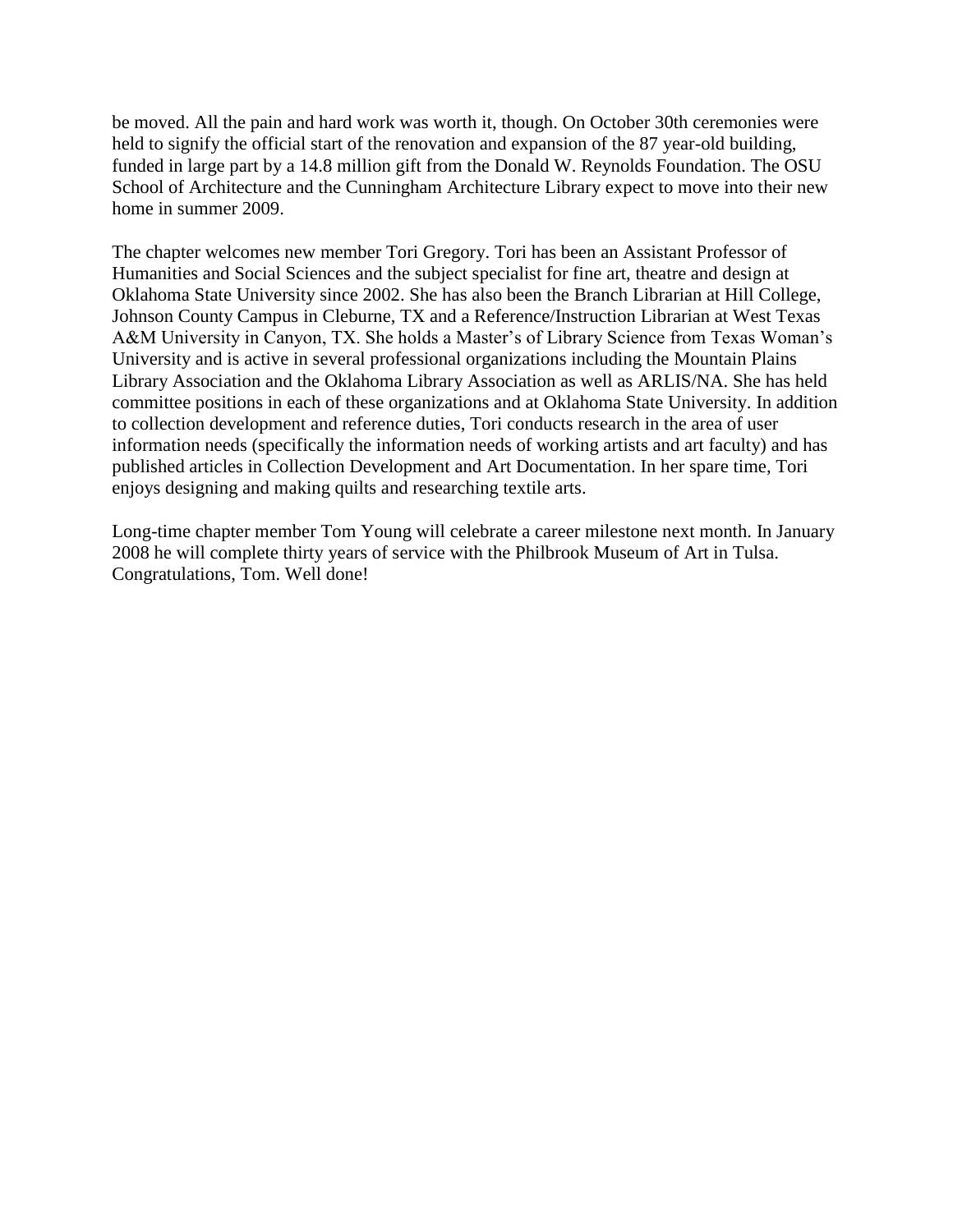be moved. All the pain and hard work was worth it, though. On October 30th ceremonies were held to signify the official start of the renovation and expansion of the 87 year-old building, funded in large part by a 14.8 million gift from the Donald W. Reynolds Foundation. The OSU School of Architecture and the Cunningham Architecture Library expect to move into their new home in summer 2009.

The chapter welcomes new member Tori Gregory. Tori has been an Assistant Professor of Humanities and Social Sciences and the subject specialist for fine art, theatre and design at Oklahoma State University since 2002. She has also been the Branch Librarian at Hill College, Johnson County Campus in Cleburne, TX and a Reference/Instruction Librarian at West Texas A&M University in Canyon, TX. She holds a Master's of Library Science from Texas Woman's University and is active in several professional organizations including the Mountain Plains Library Association and the Oklahoma Library Association as well as ARLIS/NA. She has held committee positions in each of these organizations and at Oklahoma State University. In addition to collection development and reference duties, Tori conducts research in the area of user information needs (specifically the information needs of working artists and art faculty) and has published articles in Collection Development and Art Documentation. In her spare time, Tori enjoys designing and making quilts and researching textile arts.

Long-time chapter member Tom Young will celebrate a career milestone next month. In January 2008 he will complete thirty years of service with the Philbrook Museum of Art in Tulsa. Congratulations, Tom. Well done!